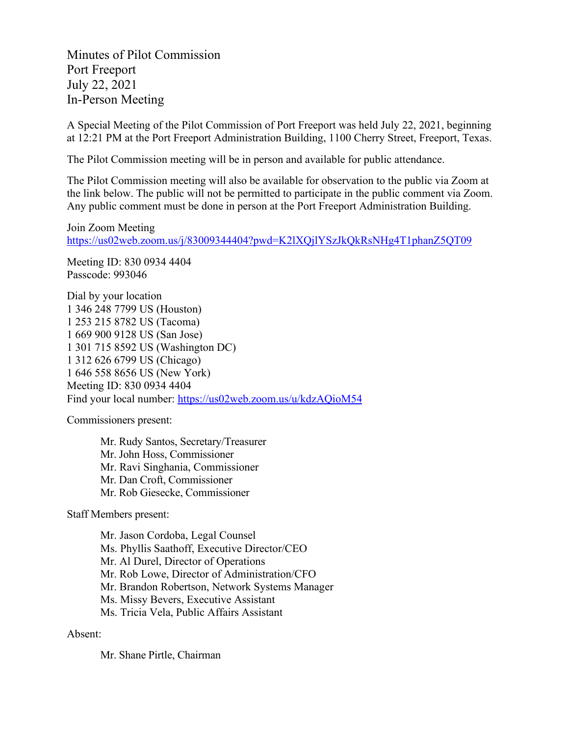Minutes of Pilot Commission
Port Freeport
July 22, 2021
In-Person Meeting

A Special Meeting of the Pilot Commission of Port Freeport was held July 22, 2021, beginning at 12:21 PM at the Port Freeport Administration Building, 1100 Cherry Street, Freeport, Texas.

The Pilot Commission meeting will be in person and available for public attendance.

The Pilot Commission meeting will also be available for observation to the public via Zoom at the link below. The public will not be permitted to participate in the public comment via Zoom. Any public comment must be done in person at the Port Freeport Administration Building.

Join Zoom Meeting
https://us02web.zoom.us/j/83009344404?pwd=K2lXQjlYSzJkQkRsNHg4T1phanZ5QT09

Meeting ID: 830 0934 4404
Passcode: 993046

Dial by your location
1 346 248 7799 US (Houston)
1 253 215 8782 US (Tacoma)
1 669 900 9128 US (San Jose)
1 301 715 8592 US (Washington DC)
1 312 626 6799 US (Chicago)
1 646 558 8656 US (New York)
Meeting ID: 830 0934 4404
Find your local number: https://us02web.zoom.us/u/kdzAQioM54

Commissioners present:

Mr. Rudy Santos, Secretary/Treasurer
Mr. John Hoss, Commissioner
Mr. Ravi Singhania, Commissioner
Mr. Dan Croft, Commissioner
Mr. Rob Giesecke, Commissioner

Staff Members present:

Mr. Jason Cordoba, Legal Counsel
Ms. Phyllis Saathoff, Executive Director/CEO
Mr. Al Durel, Director of Operations
Mr. Rob Lowe, Director of Administration/CFO
Mr. Brandon Robertson, Network Systems Manager
Ms. Missy Bevers, Executive Assistant
Ms. Tricia Vela, Public Affairs Assistant

Absent:

Mr. Shane Pirtle, Chairman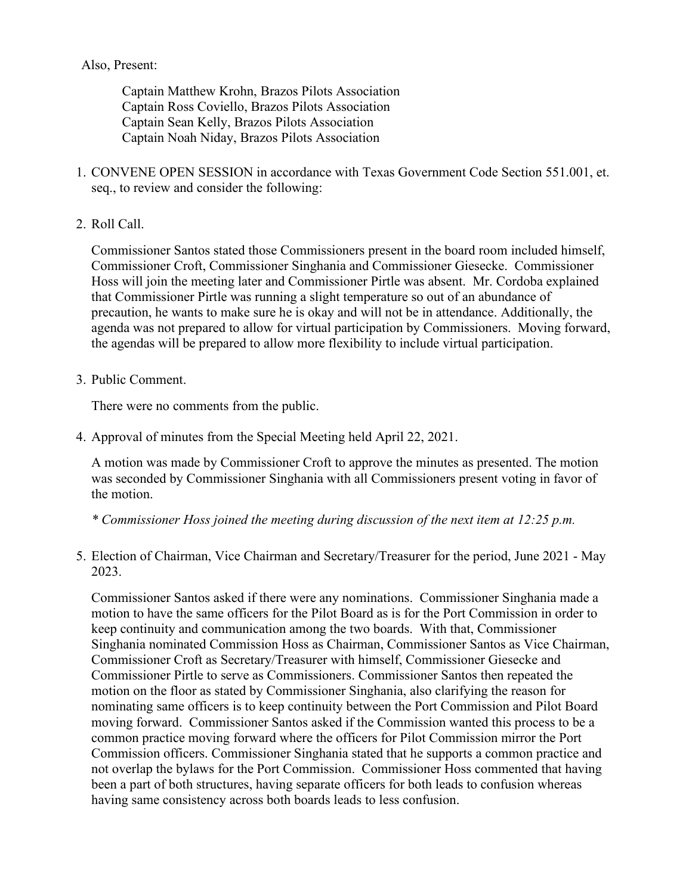Also, Present:

Captain Matthew Krohn, Brazos Pilots Association
Captain Ross Coviello, Brazos Pilots Association
Captain Sean Kelly, Brazos Pilots Association
Captain Noah Niday, Brazos Pilots Association

1. CONVENE OPEN SESSION in accordance with Texas Government Code Section 551.001, et. seq., to review and consider the following:

2. Roll Call.

   Commissioner Santos stated those Commissioners present in the board room included himself, Commissioner Croft, Commissioner Singhania and Commissioner Giesecke. Commissioner Hoss will join the meeting later and Commissioner Pirtle was absent. Mr. Cordoba explained that Commissioner Pirtle was running a slight temperature so out of an abundance of precaution, he wants to make sure he is okay and will not be in attendance. Additionally, the agenda was not prepared to allow for virtual participation by Commissioners. Moving forward, the agendas will be prepared to allow more flexibility to include virtual participation.

3. Public Comment.

   There were no comments from the public.

4. Approval of minutes from the Special Meeting held April 22, 2021.

   A motion was made by Commissioner Croft to approve the minutes as presented. The motion was seconded by Commissioner Singhania with all Commissioners present voting in favor of the motion.

   *\* Commissioner Hoss joined the meeting during discussion of the next item at 12:25 p.m.*

5. Election of Chairman, Vice Chairman and Secretary/Treasurer for the period, June 2021 - May 2023.

   Commissioner Santos asked if there were any nominations. Commissioner Singhania made a motion to have the same officers for the Pilot Board as is for the Port Commission in order to keep continuity and communication among the two boards. With that, Commissioner Singhania nominated Commission Hoss as Chairman, Commissioner Santos as Vice Chairman, Commissioner Croft as Secretary/Treasurer with himself, Commissioner Giesecke and Commissioner Pirtle to serve as Commissioners. Commissioner Santos then repeated the motion on the floor as stated by Commissioner Singhania, also clarifying the reason for nominating same officers is to keep continuity between the Port Commission and Pilot Board moving forward. Commissioner Santos asked if the Commission wanted this process to be a common practice moving forward where the officers for Pilot Commission mirror the Port Commission officers. Commissioner Singhania stated that he supports a common practice and not overlap the bylaws for the Port Commission. Commissioner Hoss commented that having been a part of both structures, having separate officers for both leads to confusion whereas having same consistency across both boards leads to less confusion.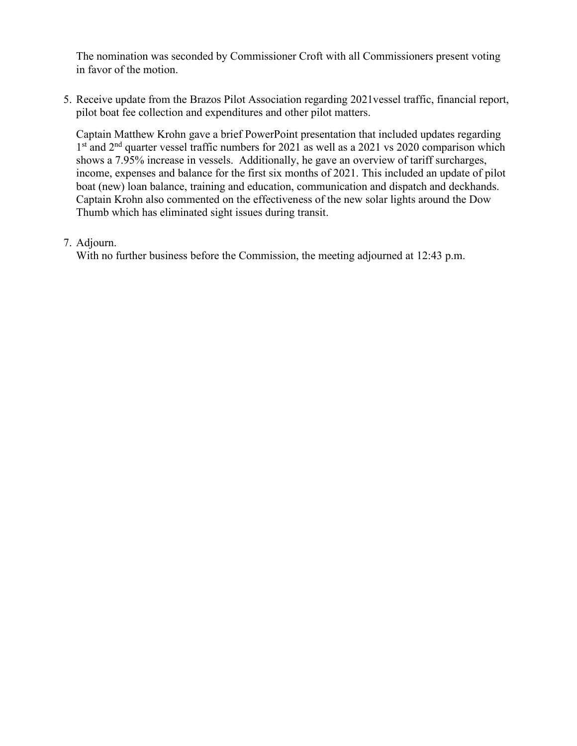The nomination was seconded by Commissioner Croft with all Commissioners present voting in favor of the motion.

5. Receive update from the Brazos Pilot Association regarding 2021vessel traffic, financial report, pilot boat fee collection and expenditures and other pilot matters.

   Captain Matthew Krohn gave a brief PowerPoint presentation that included updates regarding 1st and 2nd quarter vessel traffic numbers for 2021 as well as a 2021 vs 2020 comparison which shows a 7.95% increase in vessels. Additionally, he gave an overview of tariff surcharges, income, expenses and balance for the first six months of 2021. This included an update of pilot boat (new) loan balance, training and education, communication and dispatch and deckhands. Captain Krohn also commented on the effectiveness of the new solar lights around the Dow Thumb which has eliminated sight issues during transit.

7. Adjourn.
   With no further business before the Commission, the meeting adjourned at 12:43 p.m.